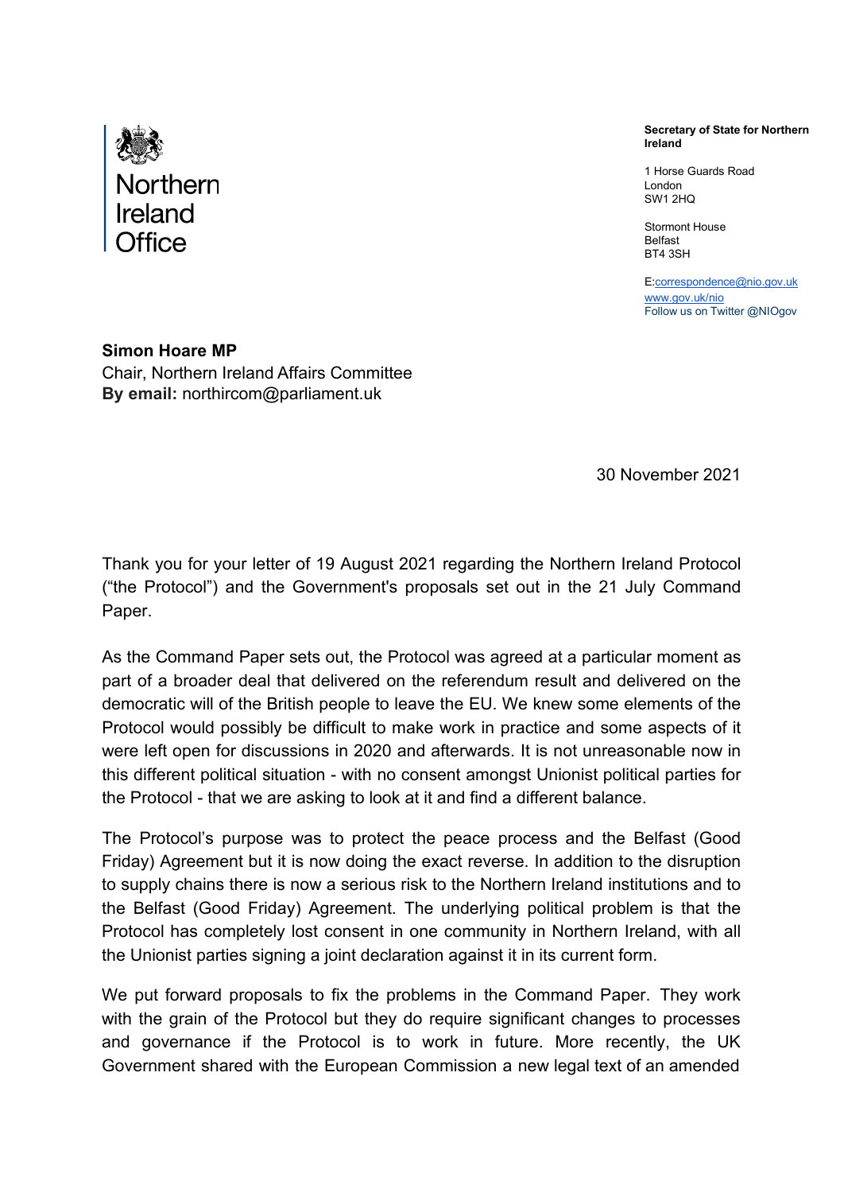Northern Ireland Office

**Secretary of State for Northern Ireland**

1 Horse Guards Road
London
SW1 2HQ

Stormont House
Belfast
BT4 3SH

E:correspondence@nio.gov.uk
www.gov.uk/nio
Follow us on Twitter @NIOgov

**Simon Hoare MP**
Chair, Northern Ireland Affairs Committee
**By email:** northircom@parliament.uk

30 November 2021

Thank you for your letter of 19 August 2021 regarding the Northern Ireland Protocol ("the Protocol") and the Government's proposals set out in the 21 July Command Paper.

As the Command Paper sets out, the Protocol was agreed at a particular moment as part of a broader deal that delivered on the referendum result and delivered on the democratic will of the British people to leave the EU. We knew some elements of the Protocol would possibly be difficult to make work in practice and some aspects of it were left open for discussions in 2020 and afterwards. It is not unreasonable now in this different political situation - with no consent amongst Unionist political parties for the Protocol - that we are asking to look at it and find a different balance.

The Protocol's purpose was to protect the peace process and the Belfast (Good Friday) Agreement but it is now doing the exact reverse. In addition to the disruption to supply chains there is now a serious risk to the Northern Ireland institutions and to the Belfast (Good Friday) Agreement. The underlying political problem is that the Protocol has completely lost consent in one community in Northern Ireland, with all the Unionist parties signing a joint declaration against it in its current form.

We put forward proposals to fix the problems in the Command Paper. They work with the grain of the Protocol but they do require significant changes to processes and governance if the Protocol is to work in future. More recently, the UK Government shared with the European Commission a new legal text of an amended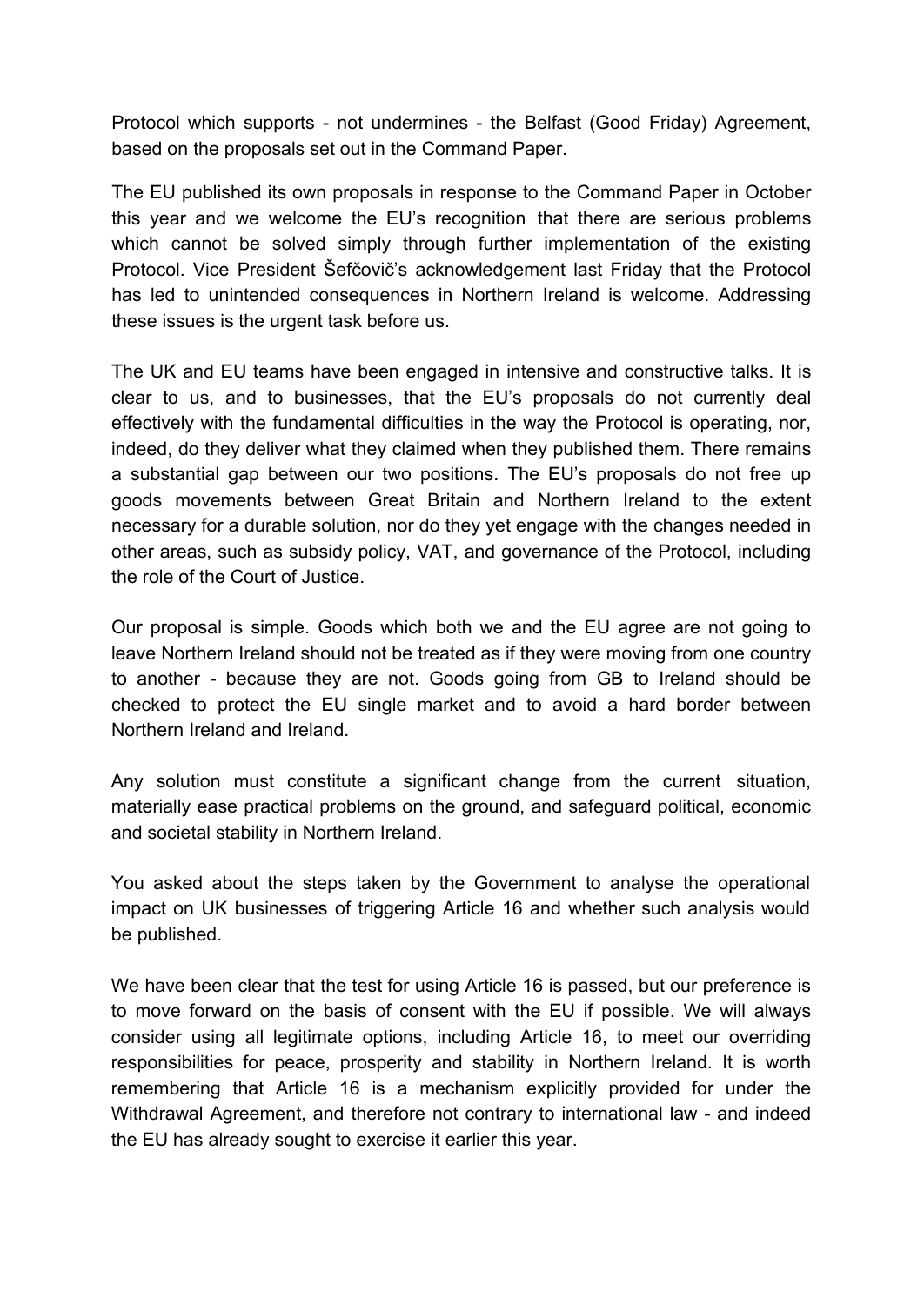Protocol which supports - not undermines - the Belfast (Good Friday) Agreement, based on the proposals set out in the Command Paper.

The EU published its own proposals in response to the Command Paper in October this year and we welcome the EU's recognition that there are serious problems which cannot be solved simply through further implementation of the existing Protocol. Vice President Šefčovič's acknowledgement last Friday that the Protocol has led to unintended consequences in Northern Ireland is welcome. Addressing these issues is the urgent task before us.

The UK and EU teams have been engaged in intensive and constructive talks. It is clear to us, and to businesses, that the EU's proposals do not currently deal effectively with the fundamental difficulties in the way the Protocol is operating, nor, indeed, do they deliver what they claimed when they published them. There remains a substantial gap between our two positions. The EU's proposals do not free up goods movements between Great Britain and Northern Ireland to the extent necessary for a durable solution, nor do they yet engage with the changes needed in other areas, such as subsidy policy, VAT, and governance of the Protocol, including the role of the Court of Justice.

Our proposal is simple. Goods which both we and the EU agree are not going to leave Northern Ireland should not be treated as if they were moving from one country to another - because they are not. Goods going from GB to Ireland should be checked to protect the EU single market and to avoid a hard border between Northern Ireland and Ireland.

Any solution must constitute a significant change from the current situation, materially ease practical problems on the ground, and safeguard political, economic and societal stability in Northern Ireland.

You asked about the steps taken by the Government to analyse the operational impact on UK businesses of triggering Article 16 and whether such analysis would be published.

We have been clear that the test for using Article 16 is passed, but our preference is to move forward on the basis of consent with the EU if possible. We will always consider using all legitimate options, including Article 16, to meet our overriding responsibilities for peace, prosperity and stability in Northern Ireland. It is worth remembering that Article 16 is a mechanism explicitly provided for under the Withdrawal Agreement, and therefore not contrary to international law - and indeed the EU has already sought to exercise it earlier this year.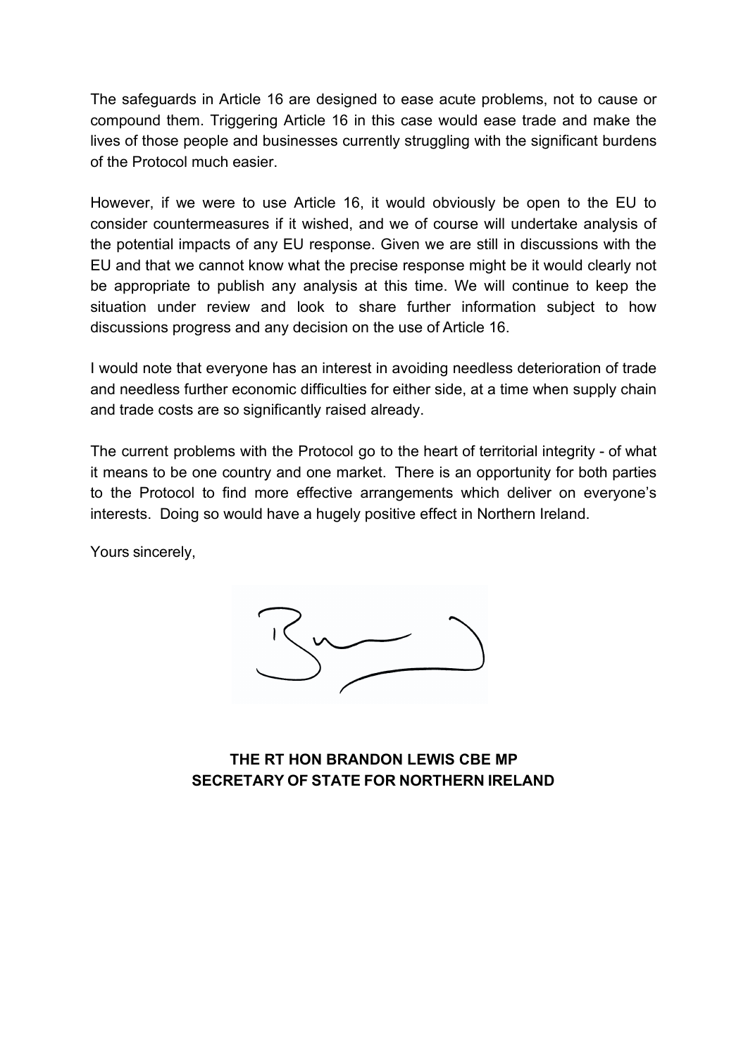The safeguards in Article 16 are designed to ease acute problems, not to cause or compound them. Triggering Article 16 in this case would ease trade and make the lives of those people and businesses currently struggling with the significant burdens of the Protocol much easier.

However, if we were to use Article 16, it would obviously be open to the EU to consider countermeasures if it wished, and we of course will undertake analysis of the potential impacts of any EU response. Given we are still in discussions with the EU and that we cannot know what the precise response might be it would clearly not be appropriate to publish any analysis at this time. We will continue to keep the situation under review and look to share further information subject to how discussions progress and any decision on the use of Article 16.

I would note that everyone has an interest in avoiding needless deterioration of trade and needless further economic difficulties for either side, at a time when supply chain and trade costs are so significantly raised already.

The current problems with the Protocol go to the heart of territorial integrity - of what it means to be one country and one market. There is an opportunity for both parties to the Protocol to find more effective arrangements which deliver on everyone's interests. Doing so would have a hugely positive effect in Northern Ireland.

Yours sincerely,

**THE RT HON BRANDON LEWIS CBE MP**
**SECRETARY OF STATE FOR NORTHERN IRELAND**